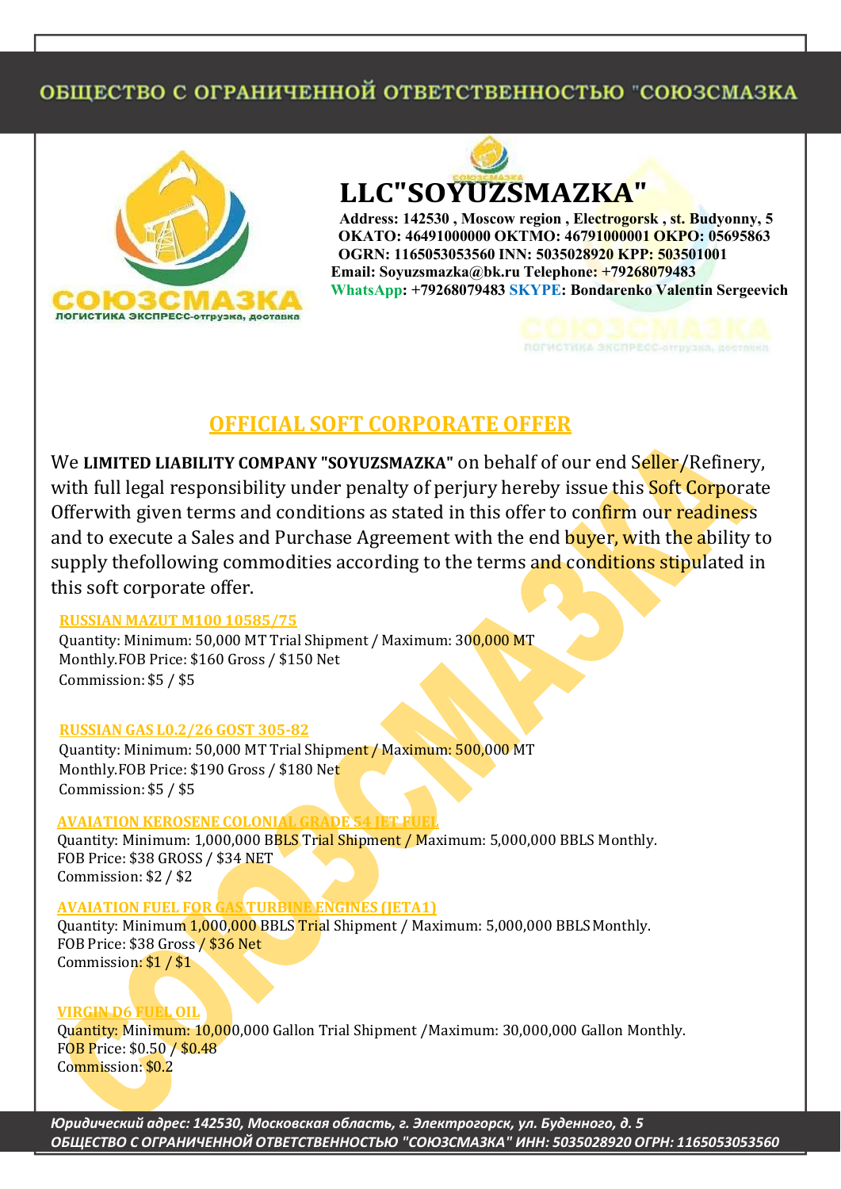ОБЩЕСТВО С ОГРАНИЧЕННОЙ ОТВЕТСТВЕННОСТЬЮ "СОЮЗСМАЗКА

СОЮЗСМАЗКА
ЛОГИСТИКА ЭКСПРЕСС-отгрузка, доставка

# LLC"SOYUZSMAZKA"

**Address: 142530 , Moscow region , Electrogorsk , st. Budyonny, 5**
**OKATO: 46491000000 OKTMO: 46791000001 OKPO: 05695863**
**OGRN: 1165053053560 INN: 5035028920 KPP: 503501001**
**Email: Soyuzsmazka@bk.ru Telephone: +79268079483**
**WhatsApp: +79268079483 SKYPE: Bondarenko Valentin Sergeevich**

## OFFICIAL SOFT CORPORATE OFFER

We **LIMITED LIABILITY COMPANY "SOYUZSMAZKA"** on behalf of our end Seller/Refinery, with full legal responsibility under penalty of perjury hereby issue this Soft Corporate Offerwith given terms and conditions as stated in this offer to confirm our readiness and to execute a Sales and Purchase Agreement with the end buyer, with the ability to supply thefollowing commodities according to the terms and conditions stipulated in this soft corporate offer.

**RUSSIAN MAZUT M100 10585/75**
Quantity: Minimum: 50,000 MT Trial Shipment / Maximum: 300,000 MT Monthly.FOB Price: $160 Gross / $150 Net
Commission: $5 / $5

**RUSSIAN GAS L0.2/26 GOST 305-82**
Quantity: Minimum: 50,000 MT Trial Shipment / Maximum: 500,000 MT Monthly.FOB Price: $190 Gross / $180 Net
Commission: $5 / $5

**AVAIATION KEROSENE COLONIAL GRADE 54 JET FUEL**
Quantity: Minimum: 1,000,000 BBLS Trial Shipment / Maximum: 5,000,000 BBLS Monthly.
FOB Price: $38 GROSS / $34 NET
Commission: $2 / $2

**AVAIATION FUEL FOR GAS TURBINE ENGINES (JETA1)**
Quantity: Minimum 1,000,000 BBLS Trial Shipment / Maximum: 5,000,000 BBLS Monthly.
FOB Price: $38 Gross / $36 Net
Commission: $1 / $1

**VIRGIN D6 FUEL OIL**
Quantity: Minimum: 10,000,000 Gallon Trial Shipment /Maximum: 30,000,000 Gallon Monthly.
FOB Price: $0.50 / $0.48
Commission: $0.2

*Юридический адрес: 142530, Московская область, г. Электрогорск, ул. Буденного, д. 5*
*ОБЩЕСТВО С ОГРАНИЧЕННОЙ ОТВЕТСТВЕННОСТЬЮ "СОЮЗСМАЗКА" ИНН: 5035028920 ОГРН: 1165053053560*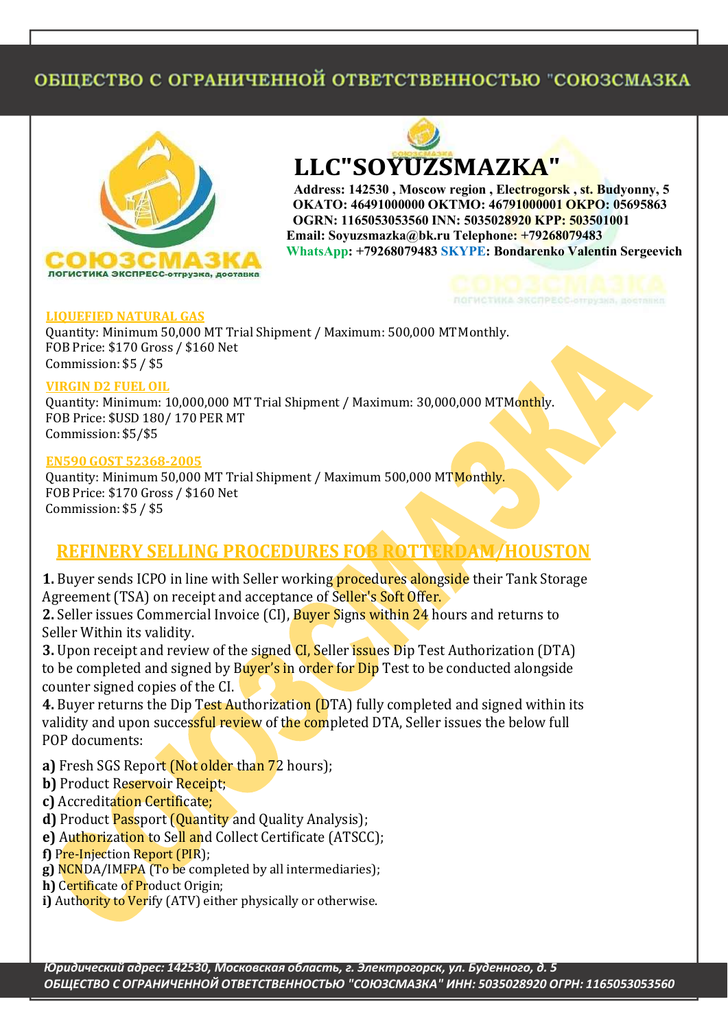# ОБЩЕСТВО С ОГРАНИЧЕННОЙ ОТВЕТСТВЕННОСТЬЮ "СОЮЗСМАЗКА

## LLC"SOYUZSMAZKA"

**Address: 142530 , Moscow region , Electrogorsk , st. Budyonny, 5**
**OKATO: 46491000000 OKTMO: 46791000001 OKPO: 05695863**
**OGRN: 1165053053560 INN: 5035028920 KPP: 503501001**
**Email: Soyuzsmazka@bk.ru Telephone: +79268079483**
**WhatsApp: +79268079483 SKYPE: Bondarenko Valentin Sergeevich**

**LIQUEFIED NATURAL GAS**
Quantity: Minimum 50,000 MT Trial Shipment / Maximum: 500,000 MT Monthly.
FOB Price: $170 Gross / $160 Net
Commission: $5 / $5

**VIRGIN D2 FUEL OIL**
Quantity: Minimum: 10,000,000 MT Trial Shipment / Maximum: 30,000,000 MT Monthly.
FOB Price: $USD 180/ 170 PER MT
Commission: $5/$5

**EN590 GOST 52368-2005**
Quantity: Minimum 50,000 MT Trial Shipment / Maximum 500,000 MT Monthly.
FOB Price: $170 Gross / $160 Net
Commission: $5 / $5

## REFINERY SELLING PROCEDURES FOB ROTTERDAM/HOUSTON

**1.** Buyer sends ICPO in line with Seller working procedures alongside their Tank Storage Agreement (TSA) on receipt and acceptance of Seller's Soft Offer.
**2.** Seller issues Commercial Invoice (CI), Buyer Signs within 24 hours and returns to Seller Within its validity.
**3.** Upon receipt and review of the signed CI, Seller issues Dip Test Authorization (DTA) to be completed and signed by Buyer's in order for Dip Test to be conducted alongside counter signed copies of the CI.
**4.** Buyer returns the Dip Test Authorization (DTA) fully completed and signed within its validity and upon successful review of the completed DTA, Seller issues the below full POP documents:

**a)** Fresh SGS Report (Not older than 72 hours);
**b)** Product Reservoir Receipt;
**c)** Accreditation Certificate;
**d)** Product Passport (Quantity and Quality Analysis);
**e)** Authorization to Sell and Collect Certificate (ATSCC);
**f)** Pre-Injection Report (PIR);
**g)** NCNDA/IMFPA (To be completed by all intermediaries);
**h)** Certificate of Product Origin;
**i)** Authority to Verify (ATV) either physically or otherwise.

*Юридический адрес: 142530, Московская область, г. Электрогорск, ул. Буденного, д. 5*
*ОБЩЕСТВО С ОГРАНИЧЕННОЙ ОТВЕТСТВЕННОСТЬЮ "СОЮЗСМАЗКА" ИНН: 5035028920 ОГРН: 1165053053560*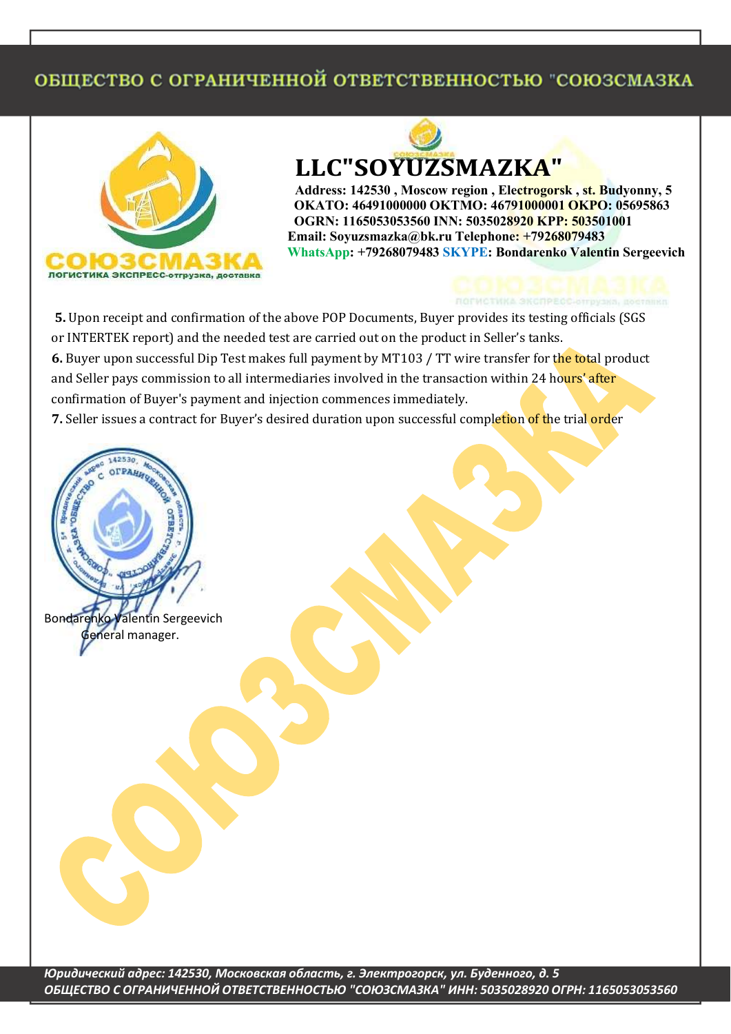# ОБЩЕСТВО С ОГРАНИЧЕННОЙ ОТВЕТСТВЕННОСТЬЮ "СОЮЗСМАЗКА

СОЮЗСМАЗКА
ЛОГИСТИКА ЭКСПРЕСС-отгрузка, доставка

## LLC"SOYUZSMAZKA"

**Address: 142530 , Moscow region , Electrogorsk , st. Budyonny, 5**
**OKATO: 46491000000 OKTMO: 46791000001 OKPO: 05695863**
**OGRN: 1165053053560 INN: 5035028920 KPP: 503501001**
**Email: Soyuzsmazka@bk.ru Telephone: +79268079483**
**WhatsApp: +79268079483 SKYPE: Bondarenko Valentin Sergeevich**

**5.** Upon receipt and confirmation of the above POP Documents, Buyer provides its testing officials (SGS or INTERTEK report) and the needed test are carried out on the product in Seller's tanks.

**6.** Buyer upon successful Dip Test makes full payment by MT103 / TT wire transfer for the total product and Seller pays commission to all intermediaries involved in the transaction within 24 hours' after confirmation of Buyer's payment and injection commences immediately.

**7.** Seller issues a contract for Buyer's desired duration upon successful completion of the trial order

Bondarenko Valentin Sergeevich
General manager.

*Юридический адрес: 142530, Московская область, г. Электрогорск, ул. Буденного, д. 5*
*ОБЩЕСТВО С ОГРАНИЧЕННОЙ ОТВЕТСТВЕННОСТЬЮ "СОЮЗСМАЗКА" ИНН: 5035028920 ОГРН: 1165053053560*